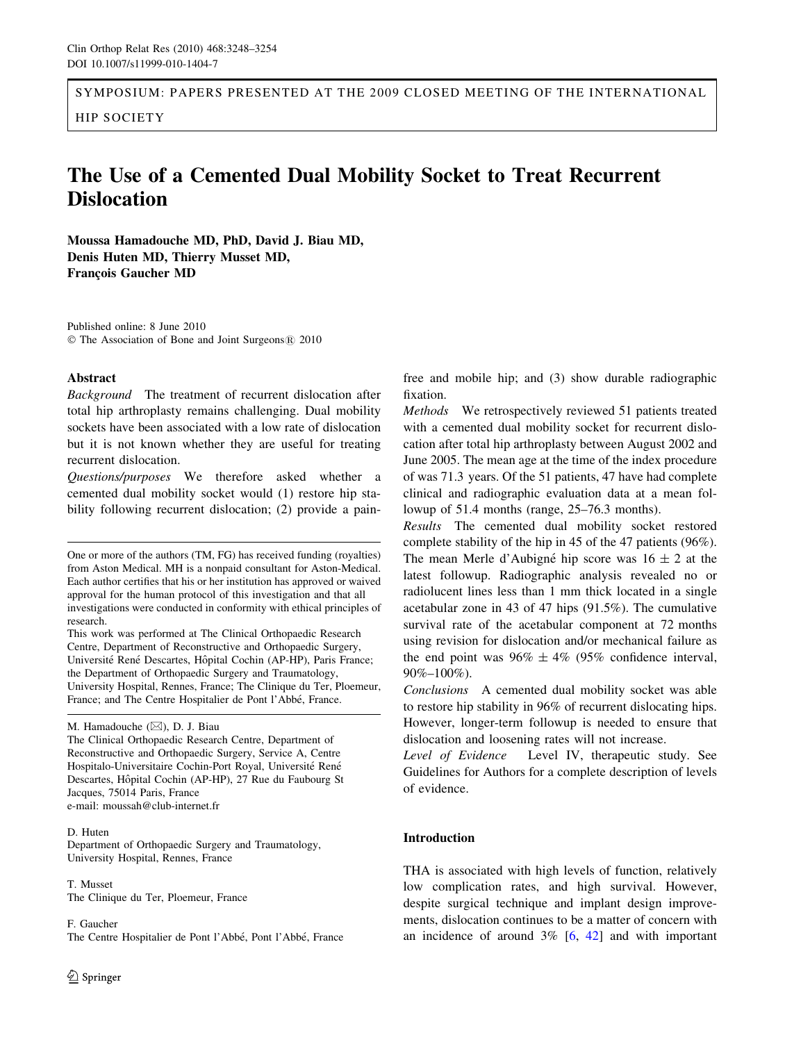SYMPOSIUM: PAPERS PRESENTED AT THE 2009 CLOSED MEETING OF THE INTERNATIONAL HIP SOCIETY

# The Use of a Cemented Dual Mobility Socket to Treat Recurrent Dislocation

**Moussa Hamadouche MD, PhD, David J. Biau MD, Denis Huten MD, Thierry Musset MD, François Gaucher MD**

Published online: 8 June 2010
© The Association of Bone and Joint Surgeons® 2010

## Abstract

*Background* The treatment of recurrent dislocation after total hip arthroplasty remains challenging. Dual mobility sockets have been associated with a low rate of dislocation but it is not known whether they are useful for treating recurrent dislocation.

*Questions/purposes* We therefore asked whether a cemented dual mobility socket would (1) restore hip stability following recurrent dislocation; (2) provide a pain-free and mobile hip; and (3) show durable radiographic fixation.

*Methods* We retrospectively reviewed 51 patients treated with a cemented dual mobility socket for recurrent dislocation after total hip arthroplasty between August 2002 and June 2005. The mean age at the time of the index procedure of was 71.3 years. Of the 51 patients, 47 have had complete clinical and radiographic evaluation data at a mean followup of 51.4 months (range, 25–76.3 months).

*Results* The cemented dual mobility socket restored complete stability of the hip in 45 of the 47 patients (96%). The mean Merle d'Aubigné hip score was $16 \pm 2$ at the latest followup. Radiographic analysis revealed no or radiolucent lines less than 1 mm thick located in a single acetabular zone in 43 of 47 hips (91.5%). The cumulative survival rate of the acetabular component at 72 months using revision for dislocation and/or mechanical failure as the end point was $96\% \pm 4\%$ (95% confidence interval, 90%–100%).

*Conclusions* A cemented dual mobility socket was able to restore hip stability in 96% of recurrent dislocating hips. However, longer-term followup is needed to ensure that dislocation and loosening rates will not increase.

*Level of Evidence* Level IV, therapeutic study. See Guidelines for Authors for a complete description of levels of evidence.

---

One or more of the authors (TM, FG) has received funding (royalties) from Aston Medical. MH is a nonpaid consultant for Aston-Medical. Each author certifies that his or her institution has approved or waived approval for the human protocol of this investigation and that all investigations were conducted in conformity with ethical principles of research.

This work was performed at The Clinical Orthopaedic Research Centre, Department of Reconstructive and Orthopaedic Surgery, Université René Descartes, Hôpital Cochin (AP-HP), Paris France; the Department of Orthopaedic Surgery and Traumatology, University Hospital, Rennes, France; The Clinique du Ter, Ploemeur, France; and The Centre Hospitalier de Pont l'Abbé, France.

M. Hamadouche (✉), D. J. Biau
The Clinical Orthopaedic Research Centre, Department of Reconstructive and Orthopaedic Surgery, Service A, Centre Hospitalo-Universitaire Cochin-Port Royal, Université René Descartes, Hôpital Cochin (AP-HP), 27 Rue du Faubourg St Jacques, 75014 Paris, France
e-mail: moussah@club-internet.fr

D. Huten
Department of Orthopaedic Surgery and Traumatology, University Hospital, Rennes, France

T. Musset
The Clinique du Ter, Ploemeur, France

F. Gaucher
The Centre Hospitalier de Pont l'Abbé, Pont l'Abbé, France

---

## Introduction

THA is associated with high levels of function, relatively low complication rates, and high survival. However, despite surgical technique and implant design improvements, dislocation continues to be a matter of concern with an incidence of around 3% [6, 42] and with important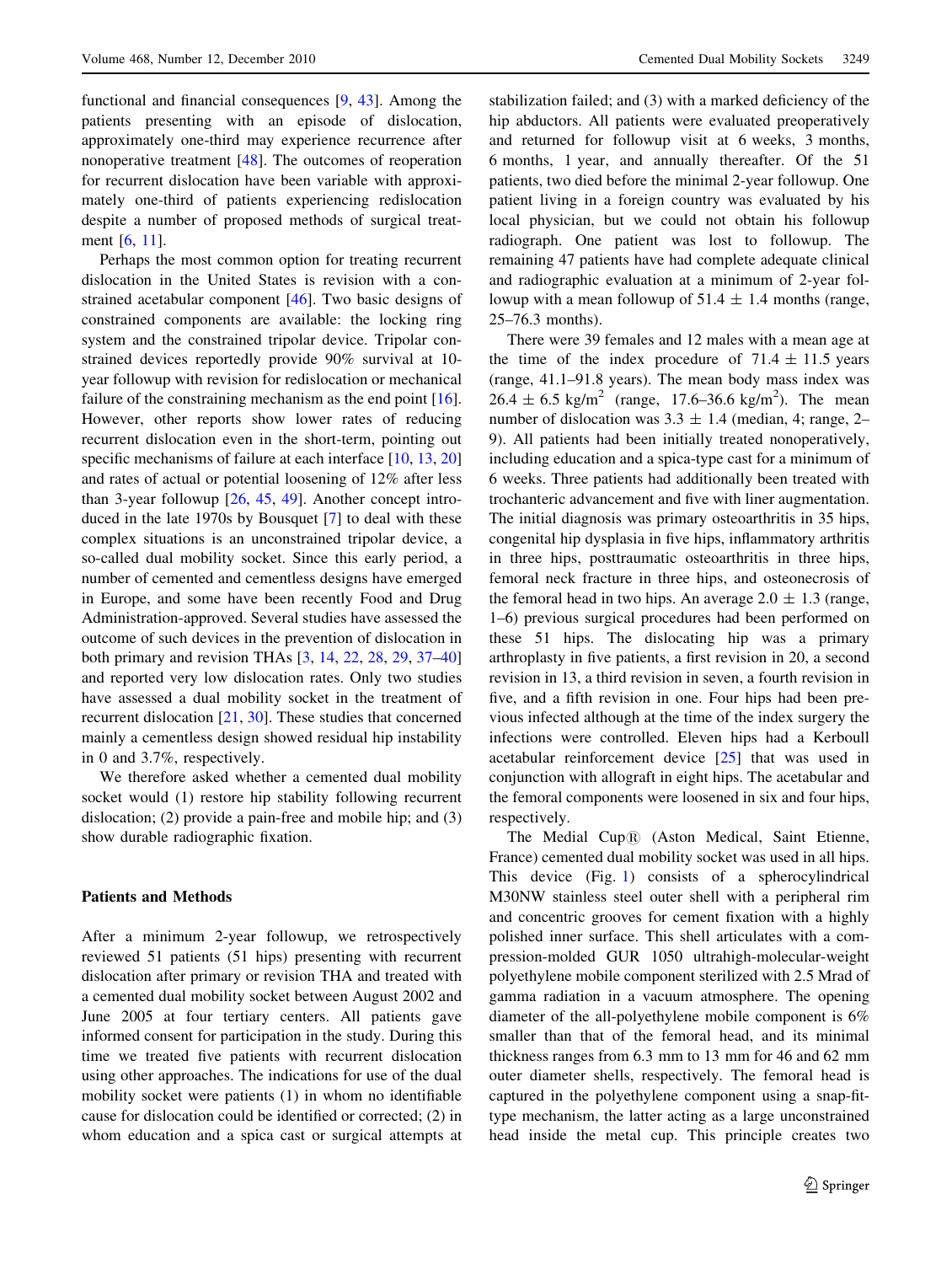functional and financial consequences [9, 43]. Among the patients presenting with an episode of dislocation, approximately one-third may experience recurrence after nonoperative treatment [48]. The outcomes of reoperation for recurrent dislocation have been variable with approximately one-third of patients experiencing redislocation despite a number of proposed methods of surgical treatment [6, 11].

Perhaps the most common option for treating recurrent dislocation in the United States is revision with a constrained acetabular component [46]. Two basic designs of constrained components are available: the locking ring system and the constrained tripolar device. Tripolar constrained devices reportedly provide 90% survival at 10-year followup with revision for redislocation or mechanical failure of the constraining mechanism as the end point [16]. However, other reports show lower rates of reducing recurrent dislocation even in the short-term, pointing out specific mechanisms of failure at each interface [10, 13, 20] and rates of actual or potential loosening of 12% after less than 3-year followup [26, 45, 49]. Another concept introduced in the late 1970s by Bousquet [7] to deal with these complex situations is an unconstrained tripolar device, a so-called dual mobility socket. Since this early period, a number of cemented and cementless designs have emerged in Europe, and some have been recently Food and Drug Administration-approved. Several studies have assessed the outcome of such devices in the prevention of dislocation in both primary and revision THAs [3, 14, 22, 28, 29, 37–40] and reported very low dislocation rates. Only two studies have assessed a dual mobility socket in the treatment of recurrent dislocation [21, 30]. These studies that concerned mainly a cementless design showed residual hip instability in 0 and 3.7%, respectively.

We therefore asked whether a cemented dual mobility socket would (1) restore hip stability following recurrent dislocation; (2) provide a pain-free and mobile hip; and (3) show durable radiographic fixation.

## Patients and Methods

After a minimum 2-year followup, we retrospectively reviewed 51 patients (51 hips) presenting with recurrent dislocation after primary or revision THA and treated with a cemented dual mobility socket between August 2002 and June 2005 at four tertiary centers. All patients gave informed consent for participation in the study. During this time we treated five patients with recurrent dislocation using other approaches. The indications for use of the dual mobility socket were patients (1) in whom no identifiable cause for dislocation could be identified or corrected; (2) in whom education and a spica cast or surgical attempts at stabilization failed; and (3) with a marked deficiency of the hip abductors. All patients were evaluated preoperatively and returned for followup visit at 6 weeks, 3 months, 6 months, 1 year, and annually thereafter. Of the 51 patients, two died before the minimal 2-year followup. One patient living in a foreign country was evaluated by his local physician, but we could not obtain his followup radiograph. One patient was lost to followup. The remaining 47 patients have had complete adequate clinical and radiographic evaluation at a minimum of 2-year followup with a mean followup of 51.4 ± 1.4 months (range, 25–76.3 months).

There were 39 females and 12 males with a mean age at the time of the index procedure of 71.4 ± 11.5 years (range, 41.1–91.8 years). The mean body mass index was 26.4 ± 6.5 kg/m$^2$ (range, 17.6–36.6 kg/m$^2$). The mean number of dislocation was 3.3 ± 1.4 (median, 4; range, 2–9). All patients had been initially treated nonoperatively, including education and a spica-type cast for a minimum of 6 weeks. Three patients had additionally been treated with trochanteric advancement and five with liner augmentation. The initial diagnosis was primary osteoarthritis in 35 hips, congenital hip dysplasia in five hips, inflammatory arthritis in three hips, posttraumatic osteoarthritis in three hips, femoral neck fracture in three hips, and osteonecrosis of the femoral head in two hips. An average 2.0 ± 1.3 (range, 1–6) previous surgical procedures had been performed on these 51 hips. The dislocating hip was a primary arthroplasty in five patients, a first revision in 20, a second revision in 13, a third revision in seven, a fourth revision in five, and a fifth revision in one. Four hips had been previous infected although at the time of the index surgery the infections were controlled. Eleven hips had a Kerboull acetabular reinforcement device [25] that was used in conjunction with allograft in eight hips. The acetabular and the femoral components were loosened in six and four hips, respectively.

The Medial Cup® (Aston Medical, Saint Etienne, France) cemented dual mobility socket was used in all hips. This device (Fig. 1) consists of a spherocylindrical M30NW stainless steel outer shell with a peripheral rim and concentric grooves for cement fixation with a highly polished inner surface. This shell articulates with a compression-molded GUR 1050 ultrahigh-molecular-weight polyethylene mobile component sterilized with 2.5 Mrad of gamma radiation in a vacuum atmosphere. The opening diameter of the all-polyethylene mobile component is 6% smaller than that of the femoral head, and its minimal thickness ranges from 6.3 mm to 13 mm for 46 and 62 mm outer diameter shells, respectively. The femoral head is captured in the polyethylene component using a snap-fit-type mechanism, the latter acting as a large unconstrained head inside the metal cup. This principle creates two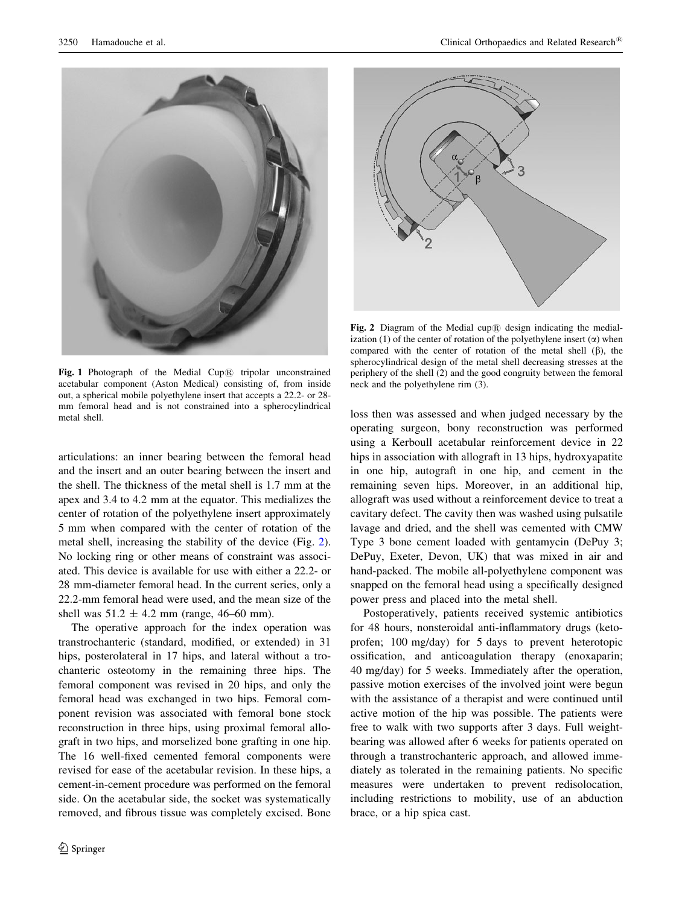Fig. 1 Photograph of the Medial Cup® tripolar unconstrained acetabular component (Aston Medical) consisting of, from inside out, a spherical mobile polyethylene insert that accepts a 22.2- or 28-mm femoral head and is not constrained into a spherocylindrical metal shell.

Fig. 2 Diagram of the Medial cup® design indicating the medialization (1) of the center of rotation of the polyethylene insert ($\alpha$) when compared with the center of rotation of the metal shell ($\beta$), the spherocylindrical design of the metal shell decreasing stresses at the periphery of the shell (2) and the good congruity between the femoral neck and the polyethylene rim (3).

articulations: an inner bearing between the femoral head and the insert and an outer bearing between the insert and the shell. The thickness of the metal shell is 1.7 mm at the apex and 3.4 to 4.2 mm at the equator. This medializes the center of rotation of the polyethylene insert approximately 5 mm when compared with the center of rotation of the metal shell, increasing the stability of the device (Fig. 2). No locking ring or other means of constraint was associated. This device is available for use with either a 22.2- or 28 mm-diameter femoral head. In the current series, only a 22.2-mm femoral head were used, and the mean size of the shell was $51.2 \pm 4.2$ mm (range, 46–60 mm).

The operative approach for the index operation was transtrochanteric (standard, modified, or extended) in 31 hips, posterolateral in 17 hips, and lateral without a trochanteric osteotomy in the remaining three hips. The femoral component was revised in 20 hips, and only the femoral head was exchanged in two hips. Femoral component revision was associated with femoral bone stock reconstruction in three hips, using proximal femoral allograft in two hips, and morselized bone grafting in one hip. The 16 well-fixed cemented femoral components were revised for ease of the acetabular revision. In these hips, a cement-in-cement procedure was performed on the femoral side. On the acetabular side, the socket was systematically removed, and fibrous tissue was completely excised. Bone loss then was assessed and when judged necessary by the operating surgeon, bony reconstruction was performed using a Kerboull acetabular reinforcement device in 22 hips in association with allograft in 13 hips, hydroxyapatite in one hip, autograft in one hip, and cement in the remaining seven hips. Moreover, in an additional hip, allograft was used without a reinforcement device to treat a cavitary defect. The cavity then was washed using pulsatile lavage and dried, and the shell was cemented with CMW Type 3 bone cement loaded with gentamycin (DePuy 3; DePuy, Exeter, Devon, UK) that was mixed in air and hand-packed. The mobile all-polyethylene component was snapped on the femoral head using a specifically designed power press and placed into the metal shell.

Postoperatively, patients received systemic antibiotics for 48 hours, nonsteroidal anti-inflammatory drugs (ketoprofen; 100 mg/day) for 5 days to prevent heterotopic ossification, and anticoagulation therapy (enoxaparin; 40 mg/day) for 5 weeks. Immediately after the operation, passive motion exercises of the involved joint were begun with the assistance of a therapist and were continued until active motion of the hip was possible. The patients were free to walk with two supports after 3 days. Full weight-bearing was allowed after 6 weeks for patients operated on through a transtrochanteric approach, and allowed immediately as tolerated in the remaining patients. No specific measures were undertaken to prevent redislocation, including restrictions to mobility, use of an abduction brace, or a hip spica cast.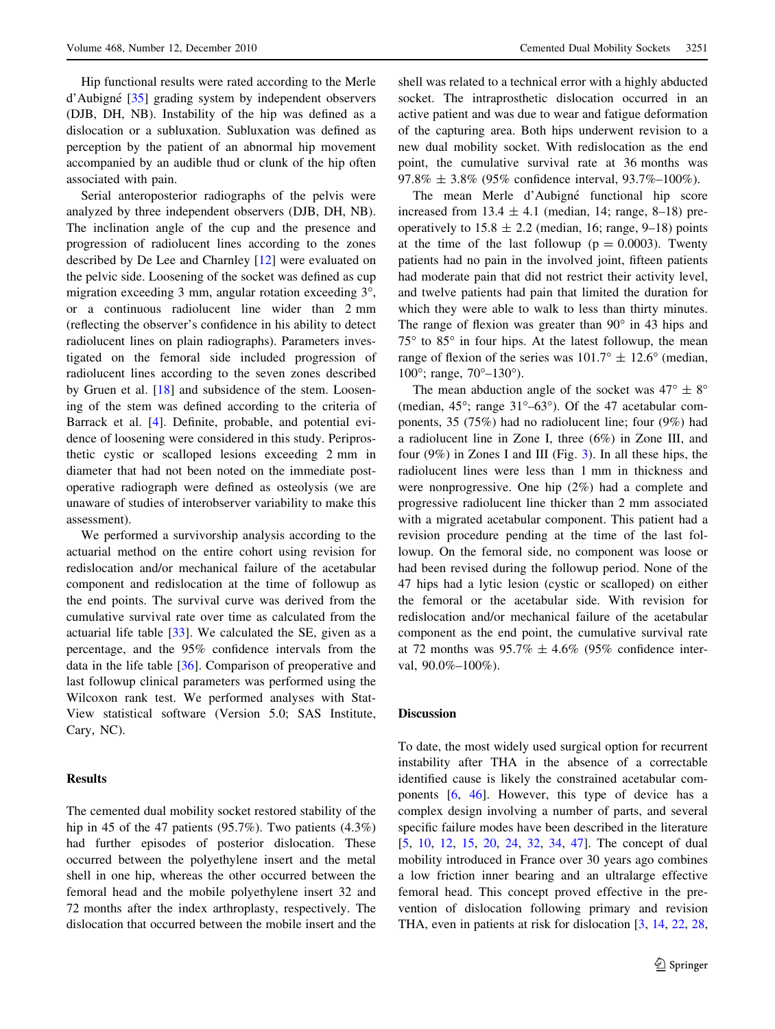Hip functional results were rated according to the Merle d'Aubigné [35] grading system by independent observers (DJB, DH, NB). Instability of the hip was defined as a dislocation or a subluxation. Subluxation was defined as perception by the patient of an abnormal hip movement accompanied by an audible thud or clunk of the hip often associated with pain.

Serial anteroposterior radiographs of the pelvis were analyzed by three independent observers (DJB, DH, NB). The inclination angle of the cup and the presence and progression of radiolucent lines according to the zones described by De Lee and Charnley [12] were evaluated on the pelvic side. Loosening of the socket was defined as cup migration exceeding 3 mm, angular rotation exceeding 3°, or a continuous radiolucent line wider than 2 mm (reflecting the observer's confidence in his ability to detect radiolucent lines on plain radiographs). Parameters investigated on the femoral side included progression of radiolucent lines according to the seven zones described by Gruen et al. [18] and subsidence of the stem. Loosening of the stem was defined according to the criteria of Barrack et al. [4]. Definite, probable, and potential evidence of loosening were considered in this study. Periprosthetic cystic or scalloped lesions exceeding 2 mm in diameter that had not been noted on the immediate postoperative radiograph were defined as osteolysis (we are unaware of studies of interobserver variability to make this assessment).

We performed a survivorship analysis according to the actuarial method on the entire cohort using revision for redislocation and/or mechanical failure of the acetabular component and redislocation at the time of followup as the end points. The survival curve was derived from the cumulative survival rate over time as calculated from the actuarial life table [33]. We calculated the SE, given as a percentage, and the 95% confidence intervals from the data in the life table [36]. Comparison of preoperative and last followup clinical parameters was performed using the Wilcoxon rank test. We performed analyses with StatView statistical software (Version 5.0; SAS Institute, Cary, NC).

## Results

The cemented dual mobility socket restored stability of the hip in 45 of the 47 patients (95.7%). Two patients (4.3%) had further episodes of posterior dislocation. These occurred between the polyethylene insert and the metal shell in one hip, whereas the other occurred between the femoral head and the mobile polyethylene insert 32 and 72 months after the index arthroplasty, respectively. The dislocation that occurred between the mobile insert and the shell was related to a technical error with a highly abducted socket. The intraprosthetic dislocation occurred in an active patient and was due to wear and fatigue deformation of the capturing area. Both hips underwent revision to a new dual mobility socket. With redislocation as the end point, the cumulative survival rate at 36 months was 97.8% ± 3.8% (95% confidence interval, 93.7%–100%).

The mean Merle d'Aubigné functional hip score increased from 13.4 ± 4.1 (median, 14; range, 8–18) preoperatively to 15.8 ± 2.2 (median, 16; range, 9–18) points at the time of the last followup ($p = 0.0003$). Twenty patients had no pain in the involved joint, fifteen patients had moderate pain that did not restrict their activity level, and twelve patients had pain that limited the duration for which they were able to walk to less than thirty minutes. The range of flexion was greater than 90° in 43 hips and 75° to 85° in four hips. At the latest followup, the mean range of flexion of the series was 101.7° ± 12.6° (median, 100°; range, 70°–130°).

The mean abduction angle of the socket was 47° ± 8° (median, 45°; range 31°–63°). Of the 47 acetabular components, 35 (75%) had no radiolucent line; four (9%) had a radiolucent line in Zone I, three (6%) in Zone III, and four (9%) in Zones I and III (Fig. 3). In all these hips, the radiolucent lines were less than 1 mm in thickness and were nonprogressive. One hip (2%) had a complete and progressive radiolucent line thicker than 2 mm associated with a migrated acetabular component. This patient had a revision procedure pending at the time of the last followup. On the femoral side, no component was loose or had been revised during the followup period. None of the 47 hips had a lytic lesion (cystic or scalloped) on either the femoral or the acetabular side. With revision for redislocation and/or mechanical failure of the acetabular component as the end point, the cumulative survival rate at 72 months was 95.7% ± 4.6% (95% confidence interval, 90.0%–100%).

## Discussion

To date, the most widely used surgical option for recurrent instability after THA in the absence of a correctable identified cause is likely the constrained acetabular components [6, 46]. However, this type of device has a complex design involving a number of parts, and several specific failure modes have been described in the literature [5, 10, 12, 15, 20, 24, 32, 34, 47]. The concept of dual mobility introduced in France over 30 years ago combines a low friction inner bearing and an ultralarge effective femoral head. This concept proved effective in the prevention of dislocation following primary and revision THA, even in patients at risk for dislocation [3, 14, 22, 28,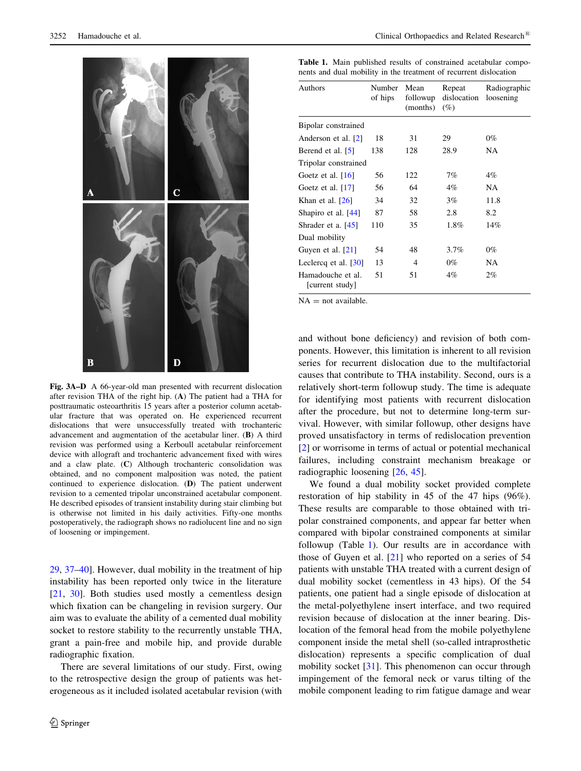Fig. 3A–D A 66-year-old man presented with recurrent dislocation after revision THA of the right hip. (A) The patient had a THA for posttraumatic osteoarthritis 15 years after a posterior column acetabular fracture that was operated on. He experienced recurrent dislocations that were unsuccessfully treated with trochanteric advancement and augmentation of the acetabular liner. (B) A third revision was performed using a Kerboull acetabular reinforcement device with allograft and trochanteric advancement fixed with wires and a claw plate. (C) Although trochanteric consolidation was obtained, and no component malposition was noted, the patient continued to experience dislocation. (D) The patient underwent revision to a cemented tripolar unconstrained acetabular component. He described episodes of transient instability during stair climbing but is otherwise not limited in his daily activities. Fifty-one months postoperatively, the radiograph shows no radiolucent line and no sign of loosening or impingement.

29, 37–40]. However, dual mobility in the treatment of hip instability has been reported only twice in the literature [21, 30]. Both studies used mostly a cementless design which fixation can be changeling in revision surgery. Our aim was to evaluate the ability of a cemented dual mobility socket to restore stability to the recurrently unstable THA, grant a pain-free and mobile hip, and provide durable radiographic fixation.

There are several limitations of our study. First, owing to the retrospective design the group of patients was heterogeneous as it included isolated acetabular revision (with and without bone deficiency) and revision of both components. However, this limitation is inherent to all revision series for recurrent dislocation due to the multifactorial causes that contribute to THA instability. Second, ours is a relatively short-term followup study. The time is adequate for identifying most patients with recurrent dislocation after the procedure, but not to determine long-term survival. However, with similar followup, other designs have proved unsatisfactory in terms of redislocation prevention [2] or worrisome in terms of actual or potential mechanical failures, including constraint mechanism breakage or radiographic loosening [26, 45].

Table 1. Main published results of constrained acetabular components and dual mobility in the treatment of recurrent dislocation

| Authors | Number of hips | Mean followup (months) | Repeat dislocation (%) | Radiographic loosening |
|---|---|---|---|---|
| Bipolar constrained | | | | |
| Anderson et al. [2] | 18 | 31 | 29 | 0% |
| Berend et al. [5] | 138 | 128 | 28.9 | NA |
| Tripolar constrained | | | | |
| Goetz et al. [16] | 56 | 122 | 7% | 4% |
| Goetz et al. [17] | 56 | 64 | 4% | NA |
| Khan et al. [26] | 34 | 32 | 3% | 11.8 |
| Shapiro et al. [44] | 87 | 58 | 2.8 | 8.2 |
| Shrader et a. [45] | 110 | 35 | 1.8% | 14% |
| Dual mobility | | | | |
| Guyen et al. [21] | 54 | 48 | 3.7% | 0% |
| Leclercq et al. [30] | 13 | 4 | 0% | NA |
| Hamadouche et al. [current study] | 51 | 51 | 4% | 2% |

NA = not available.

We found a dual mobility socket provided complete restoration of hip stability in 45 of the 47 hips (96%). These results are comparable to those obtained with tripolar constrained components, and appear far better when compared with bipolar constrained components at similar followup (Table 1). Our results are in accordance with those of Guyen et al. [21] who reported on a series of 54 patients with unstable THA treated with a current design of dual mobility socket (cementless in 43 hips). Of the 54 patients, one patient had a single episode of dislocation at the metal-polyethylene insert interface, and two required revision because of dislocation at the inner bearing. Dislocation of the femoral head from the mobile polyethylene component inside the metal shell (so-called intraprosthetic dislocation) represents a specific complication of dual mobility socket [31]. This phenomenon can occur through impingement of the femoral neck or varus tilting of the mobile component leading to rim fatigue damage and wear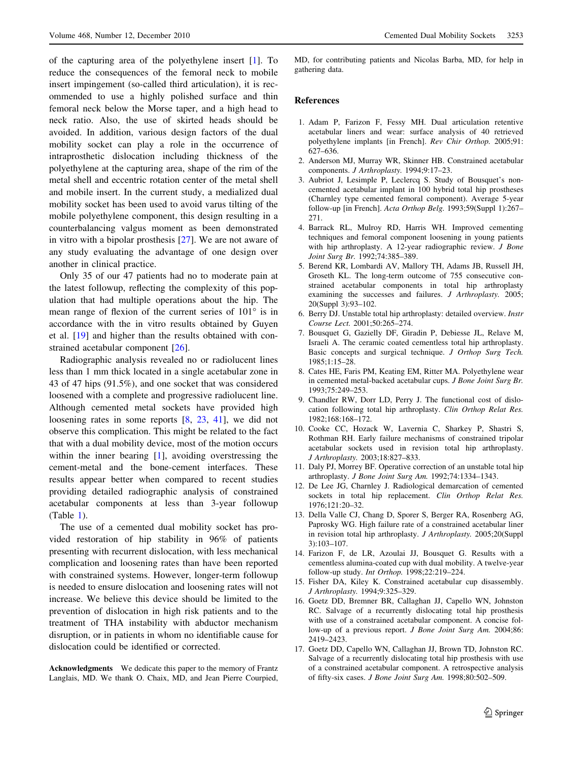of the capturing area of the polyethylene insert [1]. To reduce the consequences of the femoral neck to mobile insert impingement (so-called third articulation), it is recommended to use a highly polished surface and thin femoral neck below the Morse taper, and a high head to neck ratio. Also, the use of skirted heads should be avoided. In addition, various design factors of the dual mobility socket can play a role in the occurrence of intraprosthetic dislocation including thickness of the polyethylene at the capturing area, shape of the rim of the metal shell and eccentric rotation center of the metal shell and mobile insert. In the current study, a medialized dual mobility socket has been used to avoid varus tilting of the mobile polyethylene component, this design resulting in a counterbalancing valgus moment as been demonstrated in vitro with a bipolar prosthesis [27]. We are not aware of any study evaluating the advantage of one design over another in clinical practice.

Only 35 of our 47 patients had no to moderate pain at the latest followup, reflecting the complexity of this population that had multiple operations about the hip. The mean range of flexion of the current series of 101° is in accordance with the in vitro results obtained by Guyen et al. [19] and higher than the results obtained with constrained acetabular component [26].

Radiographic analysis revealed no or radiolucent lines less than 1 mm thick located in a single acetabular zone in 43 of 47 hips (91.5%), and one socket that was considered loosened with a complete and progressive radiolucent line. Although cemented metal sockets have provided high loosening rates in some reports [8, 23, 41], we did not observe this complication. This might be related to the fact that with a dual mobility device, most of the motion occurs within the inner bearing [1], avoiding overstressing the cement-metal and the bone-cement interfaces. These results appear better when compared to recent studies providing detailed radiographic analysis of constrained acetabular components at less than 3-year followup (Table 1).

The use of a cemented dual mobility socket has provided restoration of hip stability in 96% of patients presenting with recurrent dislocation, with less mechanical complication and loosening rates than have been reported with constrained systems. However, longer-term followup is needed to ensure dislocation and loosening rates will not increase. We believe this device should be limited to the prevention of dislocation in high risk patients and to the treatment of THA instability with abductor mechanism disruption, or in patients in whom no identifiable cause for dislocation could be identified or corrected.

**Acknowledgments** We dedicate this paper to the memory of Frantz Langlais, MD. We thank O. Chaix, MD, and Jean Pierre Courpied, MD, for contributing patients and Nicolas Barba, MD, for help in gathering data.

## References

1. Adam P, Farizon F, Fessy MH. Dual articulation retentive acetabular liners and wear: surface analysis of 40 retrieved polyethylene implants [in French]. *Rev Chir Orthop.* 2005;91: 627–636.
2. Anderson MJ, Murray WR, Skinner HB. Constrained acetabular components. *J Arthroplasty.* 1994;9:17–23.
3. Aubriot J, Lesimple P, Leclercq S. Study of Bousquet's non-cemented acetabular implant in 100 hybrid total hip prostheses (Charnley type cemented femoral component). Average 5-year follow-up [in French]. *Acta Orthop Belg.* 1993;59(Suppl 1):267–271.
4. Barrack RL, Mulroy RD, Harris WH. Improved cementing techniques and femoral component loosening in young patients with hip arthroplasty. A 12-year radiographic review. *J Bone Joint Surg Br.* 1992;74:385–389.
5. Berend KR, Lombardi AV, Mallory TH, Adams JB, Russell JH, Groseth KL. The long-term outcome of 755 consecutive constrained acetabular components in total hip arthroplasty examining the successes and failures. *J Arthroplasty.* 2005; 20(Suppl 3):93–102.
6. Berry DJ. Unstable total hip arthroplasty: detailed overview. *Instr Course Lect.* 2001;50:265–274.
7. Bousquet G, Gazielly DF, Giradin P, Debiesse JL, Relave M, Israeli A. The ceramic coated cementless total hip arthroplasty. Basic concepts and surgical technique. *J Orthop Surg Tech.* 1985;1:15–28.
8. Cates HE, Faris PM, Keating EM, Ritter MA. Polyethylene wear in cemented metal-backed acetabular cups. *J Bone Joint Surg Br.* 1993;75:249–253.
9. Chandler RW, Dorr LD, Perry J. The functional cost of dislocation following total hip arthroplasty. *Clin Orthop Relat Res.* 1982;168:168–172.
10. Cooke CC, Hozack W, Lavernia C, Sharkey P, Shastri S, Rothman RH. Early failure mechanisms of constrained tripolar acetabular sockets used in revision total hip arthroplasty. *J Arthroplasty.* 2003;18:827–833.
11. Daly PJ, Morrey BF. Operative correction of an unstable total hip arthroplasty. *J Bone Joint Surg Am.* 1992;74:1334–1343.
12. De Lee JG, Charnley J. Radiological demarcation of cemented sockets in total hip replacement. *Clin Orthop Relat Res.* 1976;121:20–32.
13. Della Valle CJ, Chang D, Sporer S, Berger RA, Rosenberg AG, Paprosky WG. High failure rate of a constrained acetabular liner in revision total hip arthroplasty. *J Arthroplasty.* 2005;20(Suppl 3):103–107.
14. Farizon F, de LR, Azoulai JJ, Bousquet G. Results with a cementless alumina-coated cup with dual mobility. A twelve-year follow-up study. *Int Orthop.* 1998;22:219–224.
15. Fisher DA, Kiley K. Constrained acetabular cup disassembly. *J Arthroplasty.* 1994;9:325–329.
16. Goetz DD, Bremner BR, Callaghan JJ, Capello WN, Johnston RC. Salvage of a recurrently dislocating total hip prosthesis with use of a constrained acetabular component. A concise follow-up of a previous report. *J Bone Joint Surg Am.* 2004;86: 2419–2423.
17. Goetz DD, Capello WN, Callaghan JJ, Brown TD, Johnston RC. Salvage of a recurrently dislocating total hip prosthesis with use of a constrained acetabular component. A retrospective analysis of fifty-six cases. *J Bone Joint Surg Am.* 1998;80:502–509.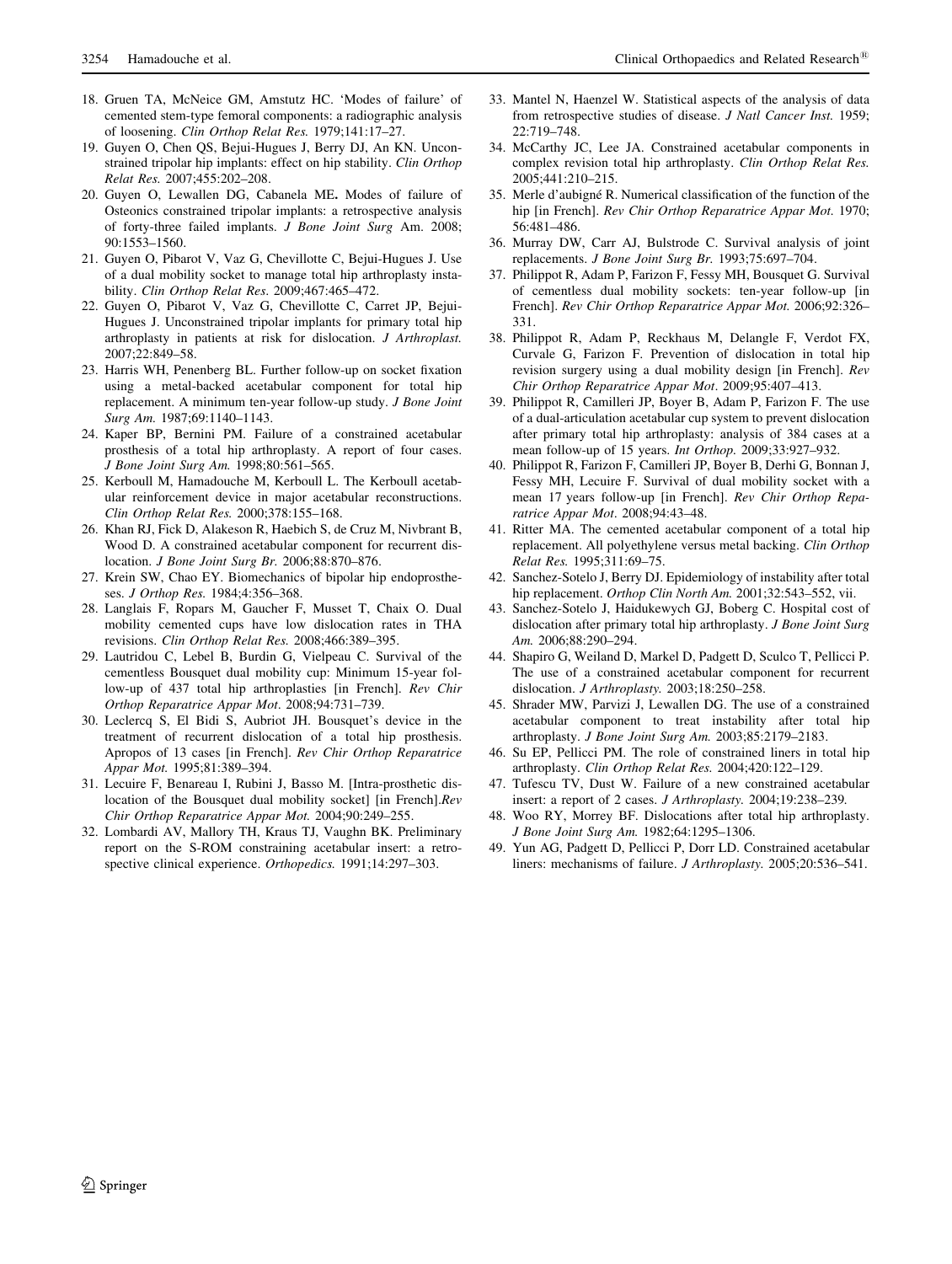18. Gruen TA, McNeice GM, Amstutz HC. 'Modes of failure' of cemented stem-type femoral components: a radiographic analysis of loosening. *Clin Orthop Relat Res.* 1979;141:17–27.
19. Guyen O, Chen QS, Bejui-Hugues J, Berry DJ, An KN. Unconstrained tripolar hip implants: effect on hip stability. *Clin Orthop Relat Res.* 2007;455:202–208.
20. Guyen O, Lewallen DG, Cabanela ME**.** Modes of failure of Osteonics constrained tripolar implants: a retrospective analysis of forty-three failed implants. *J Bone Joint Surg* Am. 2008; 90:1553–1560.
21. Guyen O, Pibarot V, Vaz G, Chevillotte C, Bejui-Hugues J. Use of a dual mobility socket to manage total hip arthroplasty instability. *Clin Orthop Relat Res*. 2009;467:465–472.
22. Guyen O, Pibarot V, Vaz G, Chevillotte C, Carret JP, Bejui-Hugues J. Unconstrained tripolar implants for primary total hip arthroplasty in patients at risk for dislocation. *J Arthroplast.* 2007;22:849–58.
23. Harris WH, Penenberg BL. Further follow-up on socket fixation using a metal-backed acetabular component for total hip replacement. A minimum ten-year follow-up study. *J Bone Joint Surg Am.* 1987;69:1140–1143.
24. Kaper BP, Bernini PM. Failure of a constrained acetabular prosthesis of a total hip arthroplasty. A report of four cases. *J Bone Joint Surg Am.* 1998;80:561–565.
25. Kerboull M, Hamadouche M, Kerboull L. The Kerboull acetabular reinforcement device in major acetabular reconstructions. *Clin Orthop Relat Res.* 2000;378:155–168.
26. Khan RJ, Fick D, Alakeson R, Haebich S, de Cruz M, Nivbrant B, Wood D. A constrained acetabular component for recurrent dislocation. *J Bone Joint Surg Br.* 2006;88:870–876.
27. Krein SW, Chao EY. Biomechanics of bipolar hip endoprostheses. *J Orthop Res.* 1984;4:356–368.
28. Langlais F, Ropars M, Gaucher F, Musset T, Chaix O. Dual mobility cemented cups have low dislocation rates in THA revisions. *Clin Orthop Relat Res.* 2008;466:389–395.
29. Lautridou C, Lebel B, Burdin G, Vielpeau C. Survival of the cementless Bousquet dual mobility cup: Minimum 15-year follow-up of 437 total hip arthroplasties [in French]. *Rev Chir Orthop Reparatrice Appar Mot*. 2008;94:731–739.
30. Leclercq S, El Bidi S, Aubriot JH. Bousquet's device in the treatment of recurrent dislocation of a total hip prosthesis. Apropos of 13 cases [in French]. *Rev Chir Orthop Reparatrice Appar Mot.* 1995;81:389–394.
31. Lecuire F, Benareau I, Rubini J, Basso M. [Intra-prosthetic dislocation of the Bousquet dual mobility socket] [in French].*Rev Chir Orthop Reparatrice Appar Mot.* 2004;90:249–255.
32. Lombardi AV, Mallory TH, Kraus TJ, Vaughn BK. Preliminary report on the S-ROM constraining acetabular insert: a retrospective clinical experience. *Orthopedics.* 1991;14:297–303.
33. Mantel N, Haenzel W. Statistical aspects of the analysis of data from retrospective studies of disease. *J Natl Cancer Inst.* 1959; 22:719–748.
34. McCarthy JC, Lee JA. Constrained acetabular components in complex revision total hip arthroplasty. *Clin Orthop Relat Res.* 2005;441:210–215.
35. Merle d'aubigné R. Numerical classification of the function of the hip [in French]. *Rev Chir Orthop Reparatrice Appar Mot.* 1970; 56:481–486.
36. Murray DW, Carr AJ, Bulstrode C. Survival analysis of joint replacements. *J Bone Joint Surg Br.* 1993;75:697–704.
37. Philippot R, Adam P, Farizon F, Fessy MH, Bousquet G. Survival of cementless dual mobility sockets: ten-year follow-up [in French]. *Rev Chir Orthop Reparatrice Appar Mot.* 2006;92:326–331.
38. Philippot R, Adam P, Reckhaus M, Delangle F, Verdot FX, Curvale G, Farizon F. Prevention of dislocation in total hip revision surgery using a dual mobility design [in French]. *Rev Chir Orthop Reparatrice Appar Mot*. 2009;95:407–413.
39. Philippot R, Camilleri JP, Boyer B, Adam P, Farizon F. The use of a dual-articulation acetabular cup system to prevent dislocation after primary total hip arthroplasty: analysis of 384 cases at a mean follow-up of 15 years. *Int Orthop.* 2009;33:927–932.
40. Philippot R, Farizon F, Camilleri JP, Boyer B, Derhi G, Bonnan J, Fessy MH, Lecuire F. Survival of dual mobility socket with a mean 17 years follow-up [in French]. *Rev Chir Orthop Reparatrice Appar Mot*. 2008;94:43–48.
41. Ritter MA. The cemented acetabular component of a total hip replacement. All polyethylene versus metal backing. *Clin Orthop Relat Res.* 1995;311:69–75.
42. Sanchez-Sotelo J, Berry DJ. Epidemiology of instability after total hip replacement. *Orthop Clin North Am.* 2001;32:543–552, vii.
43. Sanchez-Sotelo J, Haidukewych GJ, Boberg C. Hospital cost of dislocation after primary total hip arthroplasty. *J Bone Joint Surg Am.* 2006;88:290–294.
44. Shapiro G, Weiland D, Markel D, Padgett D, Sculco T, Pellicci P. The use of a constrained acetabular component for recurrent dislocation. *J Arthroplasty.* 2003;18:250–258.
45. Shrader MW, Parvizi J, Lewallen DG. The use of a constrained acetabular component to treat instability after total hip arthroplasty. *J Bone Joint Surg Am.* 2003;85:2179–2183.
46. Su EP, Pellicci PM. The role of constrained liners in total hip arthroplasty. *Clin Orthop Relat Res.* 2004;420:122–129.
47. Tufescu TV, Dust W. Failure of a new constrained acetabular insert: a report of 2 cases. *J Arthroplasty.* 2004;19:238–239.
48. Woo RY, Morrey BF. Dislocations after total hip arthroplasty. *J Bone Joint Surg Am.* 1982;64:1295–1306.
49. Yun AG, Padgett D, Pellicci P, Dorr LD. Constrained acetabular liners: mechanisms of failure. *J Arthroplasty.* 2005;20:536–541.